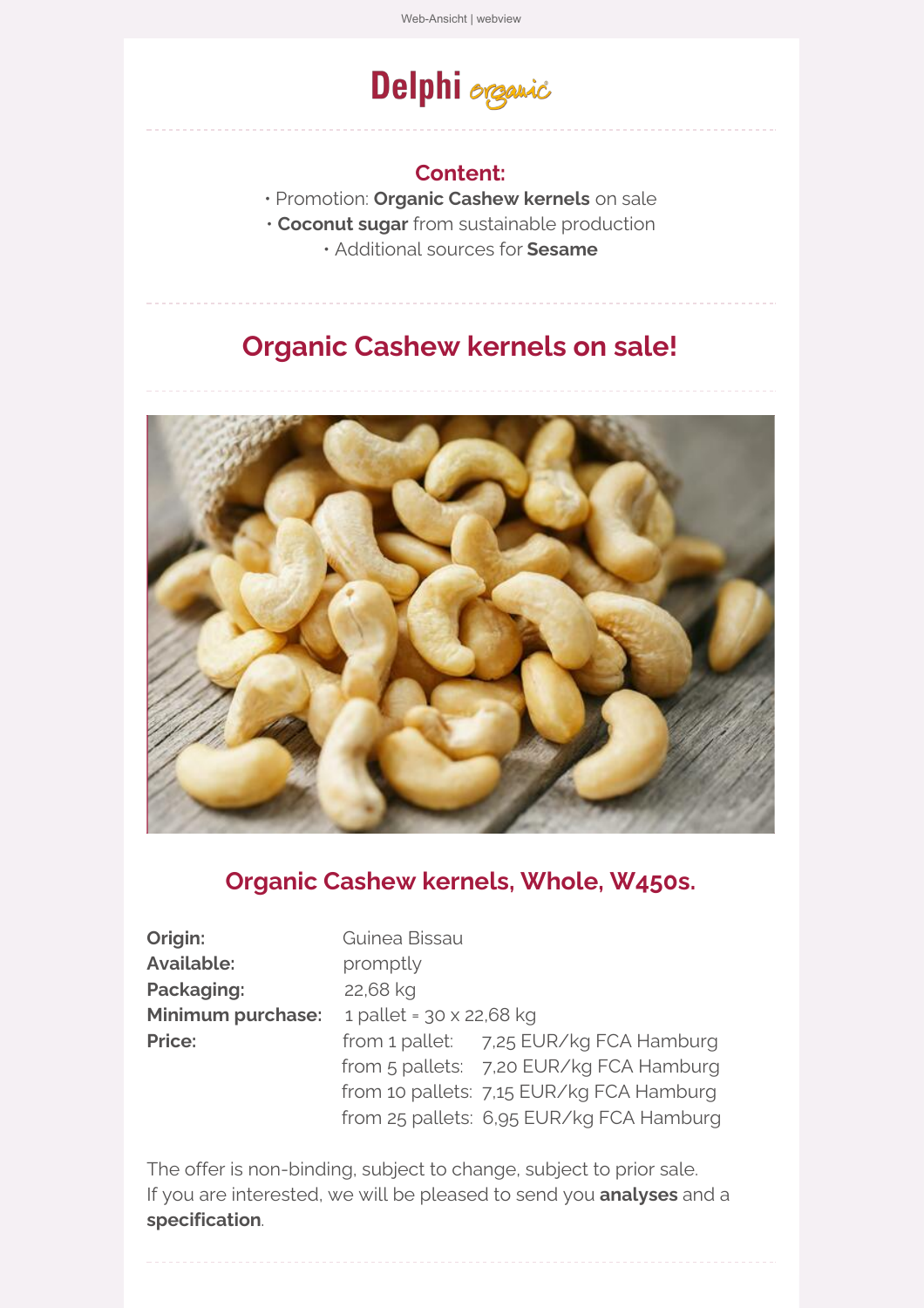Web-Ansicht | webview

# Delphi organic

## Content:

• Promotion: **Organic Cashew kernels** on sale
• **Coconut sugar** from sustainable production
• Additional sources for **Sesame**

## Organic Cashew kernels on sale!

### Organic Cashew kernels, Whole, W450s.

| | | |
|---|---|---|
| **Origin:** | Guinea Bissau | |
| **Available:** | promptly | |
| **Packaging:** | 22,68 kg | |
| **Minimum purchase:** | 1 pallet = 30 x 22,68 kg | |
| **Price:** | from 1 pallet: | 7,25 EUR/kg FCA Hamburg |
| | from 5 pallets: | 7,20 EUR/kg FCA Hamburg |
| | from 10 pallets: | 7,15 EUR/kg FCA Hamburg |
| | from 25 pallets: | 6,95 EUR/kg FCA Hamburg |

The offer is non-binding, subject to change, subject to prior sale.
If you are interested, we will be pleased to send you **analyses** and a **specification**.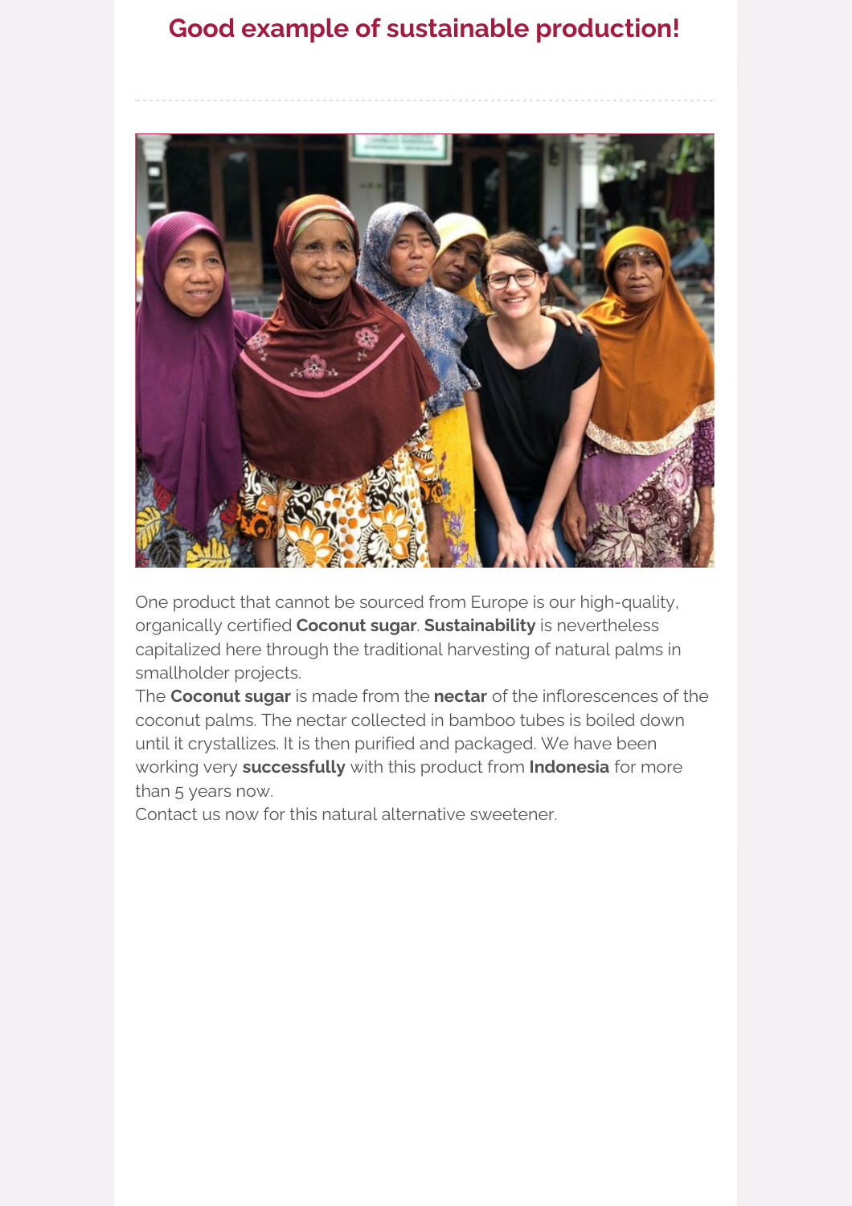## Good example of sustainable production!

One product that cannot be sourced from Europe is our high-quality, organically certified **Coconut sugar**. **Sustainability** is nevertheless capitalized here through the traditional harvesting of natural palms in smallholder projects.
The **Coconut sugar** is made from the **nectar** of the inflorescences of the coconut palms. The nectar collected in bamboo tubes is boiled down until it crystallizes. It is then purified and packaged. We have been working very **successfully** with this product from **Indonesia** for more than 5 years now.
Contact us now for this natural alternative sweetener.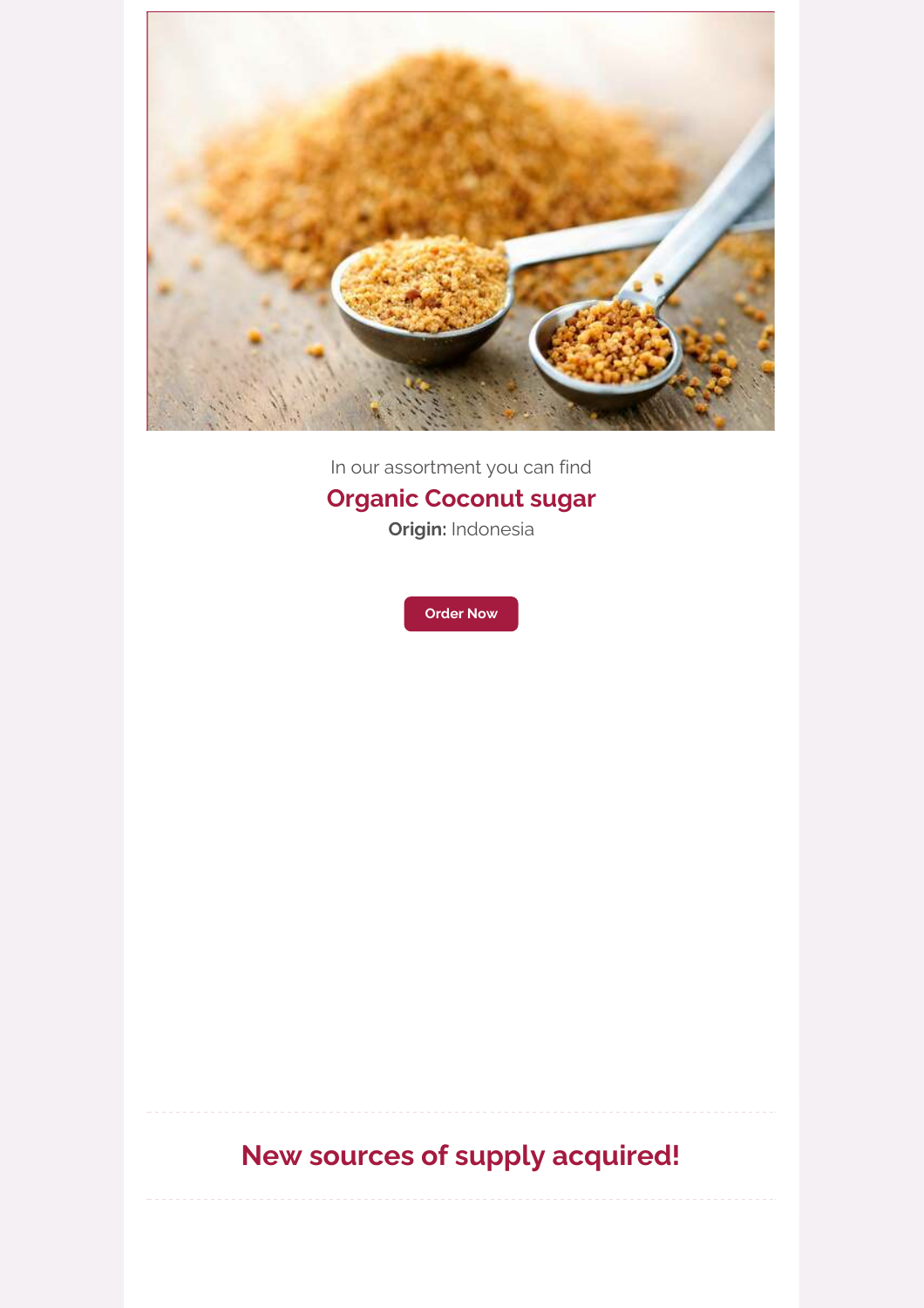In our assortment you can find

## Organic Coconut sugar

**Origin:** Indonesia

Order Now

---

## New sources of supply acquired!

---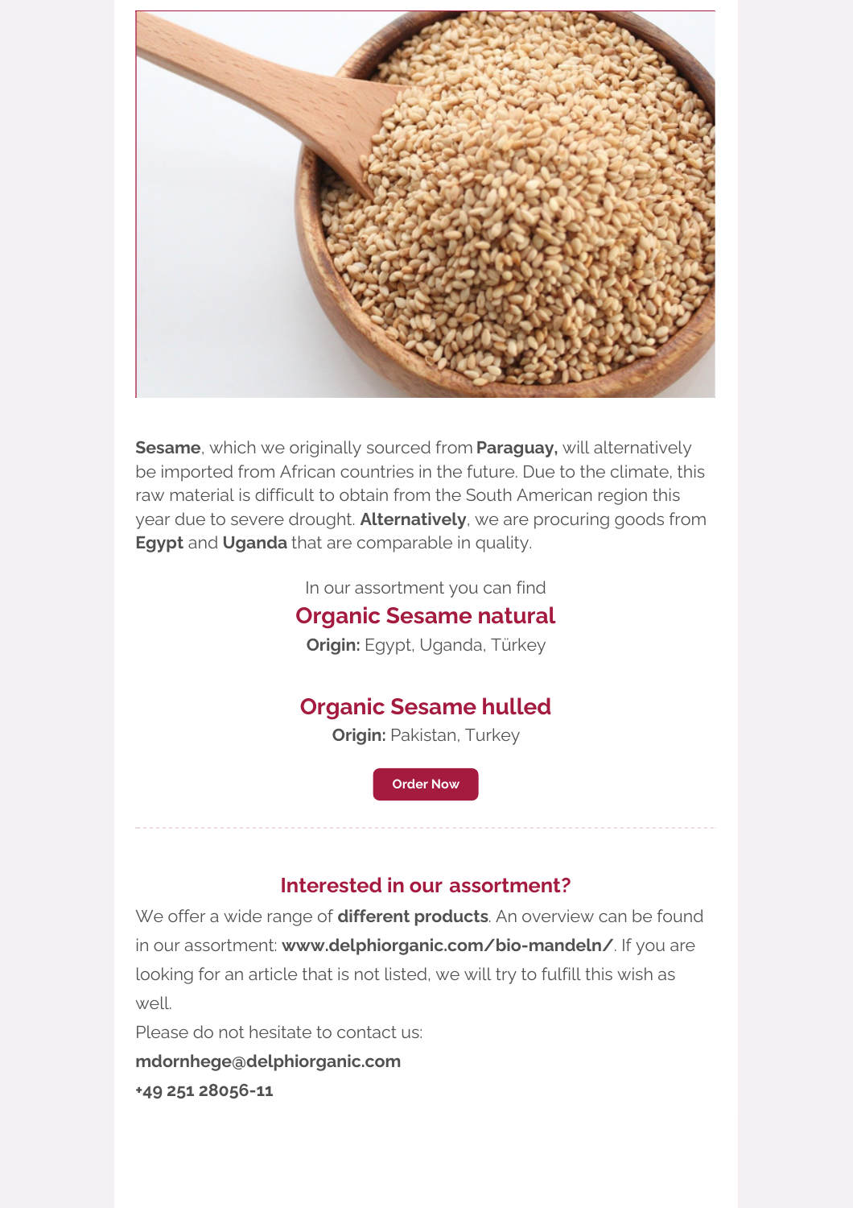**Sesame**, which we originally sourced from **Paraguay,** will alternatively be imported from African countries in the future. Due to the climate, this raw material is difficult to obtain from the South American region this year due to severe drought. **Alternatively**, we are procuring goods from **Egypt** and **Uganda** that are comparable in quality.

In our assortment you can find

### Organic Sesame natural

**Origin:** Egypt, Uganda, Türkey

### Organic Sesame hulled

**Origin:** Pakistan, Turkey

Order Now

---

### Interested in our assortment?

We offer a wide range of **different products**. An overview can be found in our assortment: **www.delphiorganic.com/bio-mandeln/**. If you are looking for an article that is not listed, we will try to fulfill this wish as well.

Please do not hesitate to contact us:

**mdornhege@delphiorganic.com**

**+49 251 28056-11**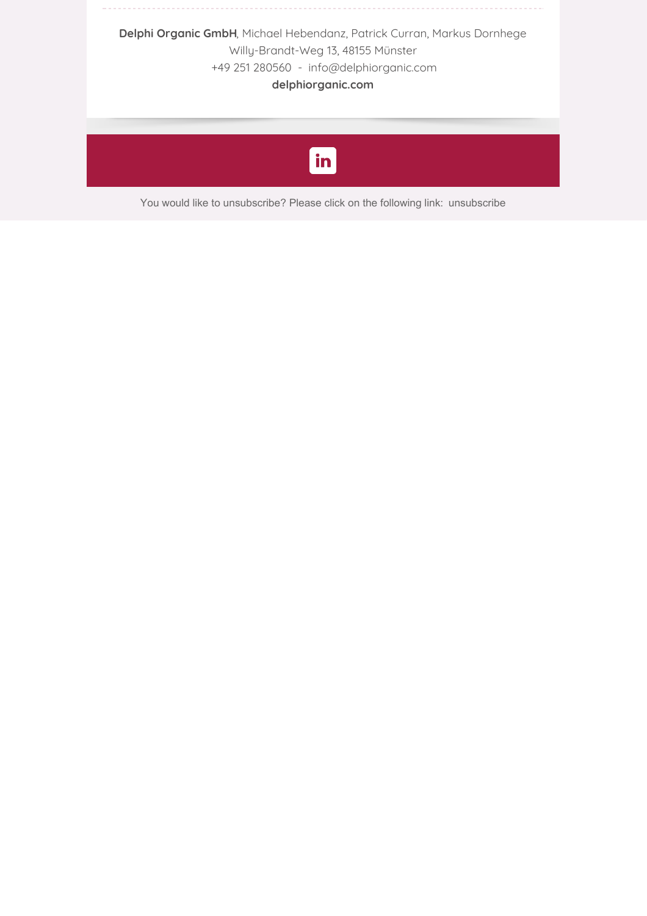**Delphi Organic GmbH**, Michael Hebendanz, Patrick Curran, Markus Dornhege
Willy-Brandt-Weg 13, 48155 Münster
+49 251 280560 - info@delphiorganic.com
**delphiorganic.com**

You would like to unsubscribe? Please click on the following link: unsubscribe